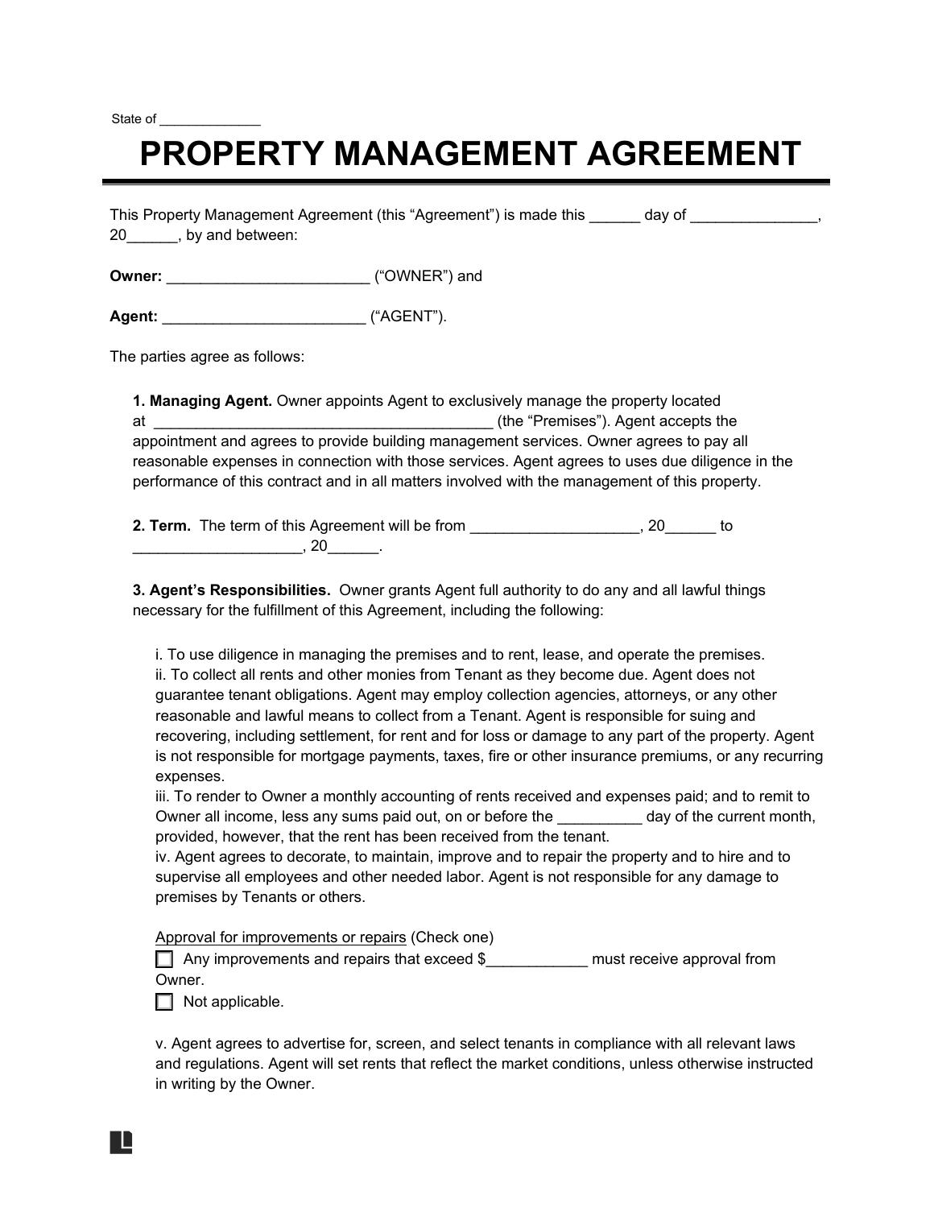State of _____________

# PROPERTY MANAGEMENT AGREEMENT

This Property Management Agreement (this "Agreement") is made this ______ day of _______________, 20______, by and between:

**Owner:** ________________________ ("OWNER") and

**Agent:** ________________________ ("AGENT").

The parties agree as follows:

**1. Managing Agent.** Owner appoints Agent to exclusively manage the property located at __________________________________________ (the "Premises"). Agent accepts the appointment and agrees to provide building management services. Owner agrees to pay all reasonable expenses in connection with those services. Agent agrees to uses due diligence in the performance of this contract and in all matters involved with the management of this property.

**2. Term.** The term of this Agreement will be from ____________________, 20______ to ____________________, 20______.

**3. Agent's Responsibilities.** Owner grants Agent full authority to do any and all lawful things necessary for the fulfillment of this Agreement, including the following:

i. To use diligence in managing the premises and to rent, lease, and operate the premises.
ii. To collect all rents and other monies from Tenant as they become due. Agent does not guarantee tenant obligations. Agent may employ collection agencies, attorneys, or any other reasonable and lawful means to collect from a Tenant. Agent is responsible for suing and recovering, including settlement, for rent and for loss or damage to any part of the property. Agent is not responsible for mortgage payments, taxes, fire or other insurance premiums, or any recurring expenses.
iii. To render to Owner a monthly accounting of rents received and expenses paid; and to remit to Owner all income, less any sums paid out, on or before the __________ day of the current month, provided, however, that the rent has been received from the tenant.
iv. Agent agrees to decorate, to maintain, improve and to repair the property and to hire and to supervise all employees and other needed labor. Agent is not responsible for any damage to premises by Tenants or others.

Approval for improvements or repairs (Check one)
☐ Any improvements and repairs that exceed $____________ must receive approval from Owner.
☐ Not applicable.

v. Agent agrees to advertise for, screen, and select tenants in compliance with all relevant laws and regulations. Agent will set rents that reflect the market conditions, unless otherwise instructed in writing by the Owner.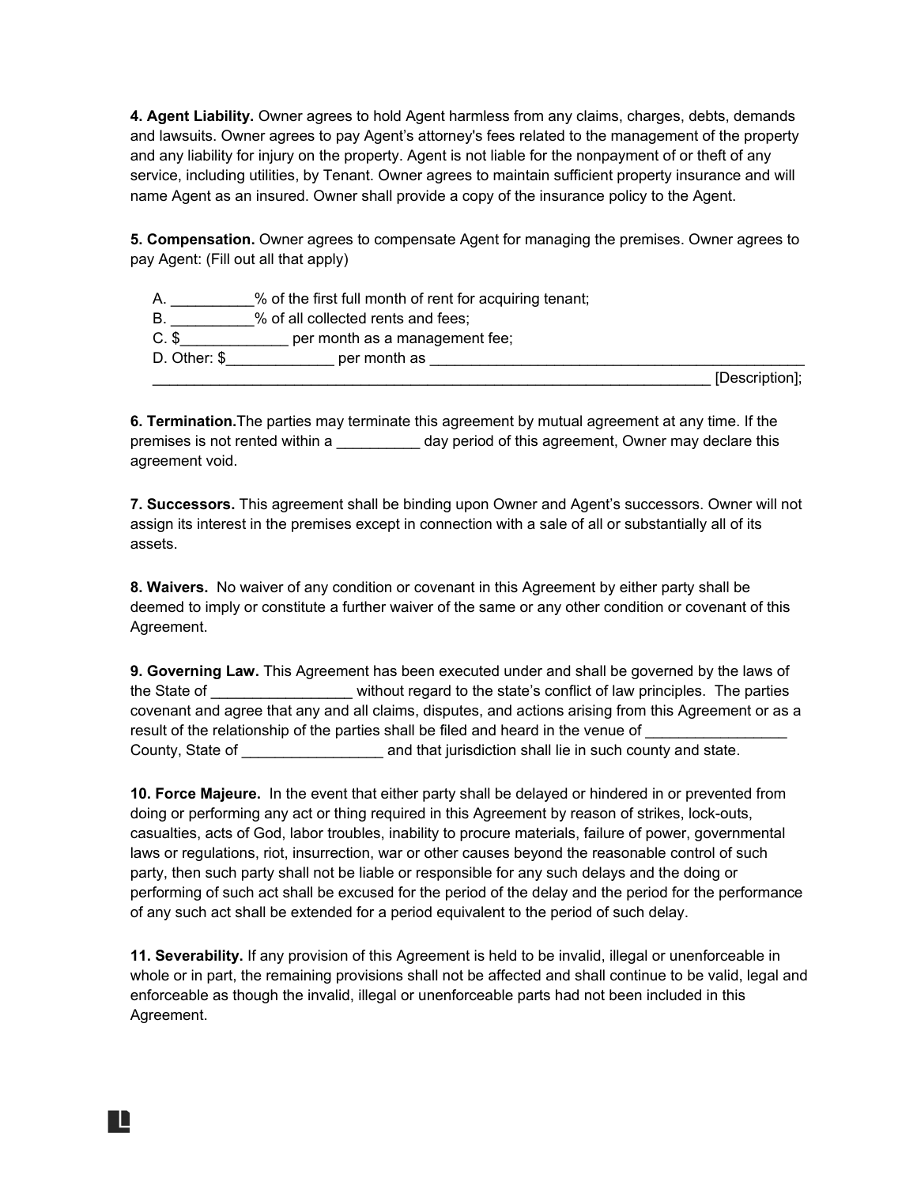**4. Agent Liability.** Owner agrees to hold Agent harmless from any claims, charges, debts, demands and lawsuits. Owner agrees to pay Agent's attorney's fees related to the management of the property and any liability for injury on the property. Agent is not liable for the nonpayment of or theft of any service, including utilities, by Tenant. Owner agrees to maintain sufficient property insurance and will name Agent as an insured. Owner shall provide a copy of the insurance policy to the Agent.

**5. Compensation.** Owner agrees to compensate Agent for managing the premises. Owner agrees to pay Agent: (Fill out all that apply)

A. __________% of the first full month of rent for acquiring tenant;
B. __________% of all collected rents and fees;
C. $_____________ per month as a management fee;
D. Other: $_____________ per month as _______________________________________________
_______________________________________________________________________ [Description];

**6. Termination.**The parties may terminate this agreement by mutual agreement at any time. If the premises is not rented within a __________ day period of this agreement, Owner may declare this agreement void.

**7. Successors.** This agreement shall be binding upon Owner and Agent's successors. Owner will not assign its interest in the premises except in connection with a sale of all or substantially all of its assets.

**8. Waivers.** No waiver of any condition or covenant in this Agreement by either party shall be deemed to imply or constitute a further waiver of the same or any other condition or covenant of this Agreement.

**9. Governing Law.** This Agreement has been executed under and shall be governed by the laws of the State of _________________ without regard to the state's conflict of law principles. The parties covenant and agree that any and all claims, disputes, and actions arising from this Agreement or as a result of the relationship of the parties shall be filed and heard in the venue of _________________ County, State of _________________ and that jurisdiction shall lie in such county and state.

**10. Force Majeure.** In the event that either party shall be delayed or hindered in or prevented from doing or performing any act or thing required in this Agreement by reason of strikes, lock-outs, casualties, acts of God, labor troubles, inability to procure materials, failure of power, governmental laws or regulations, riot, insurrection, war or other causes beyond the reasonable control of such party, then such party shall not be liable or responsible for any such delays and the doing or performing of such act shall be excused for the period of the delay and the period for the performance of any such act shall be extended for a period equivalent to the period of such delay.

**11. Severability.** If any provision of this Agreement is held to be invalid, illegal or unenforceable in whole or in part, the remaining provisions shall not be affected and shall continue to be valid, legal and enforceable as though the invalid, illegal or unenforceable parts had not been included in this Agreement.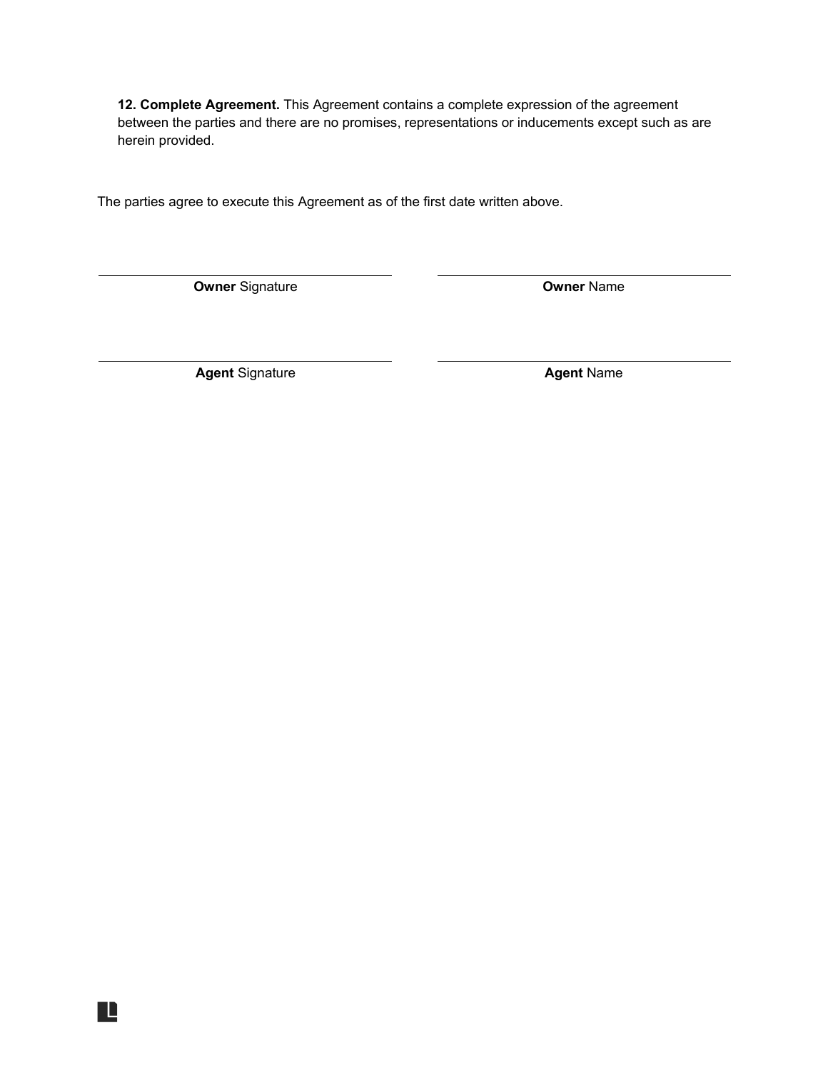**12. Complete Agreement.** This Agreement contains a complete expression of the agreement between the parties and there are no promises, representations or inducements except such as are herein provided.

The parties agree to execute this Agreement as of the first date written above.

| | |
|---|---|
| ______________________________ | ______________________________ |
| **Owner** Signature | **Owner** Name |
| ______________________________ | ______________________________ |
| **Agent** Signature | **Agent** Name |